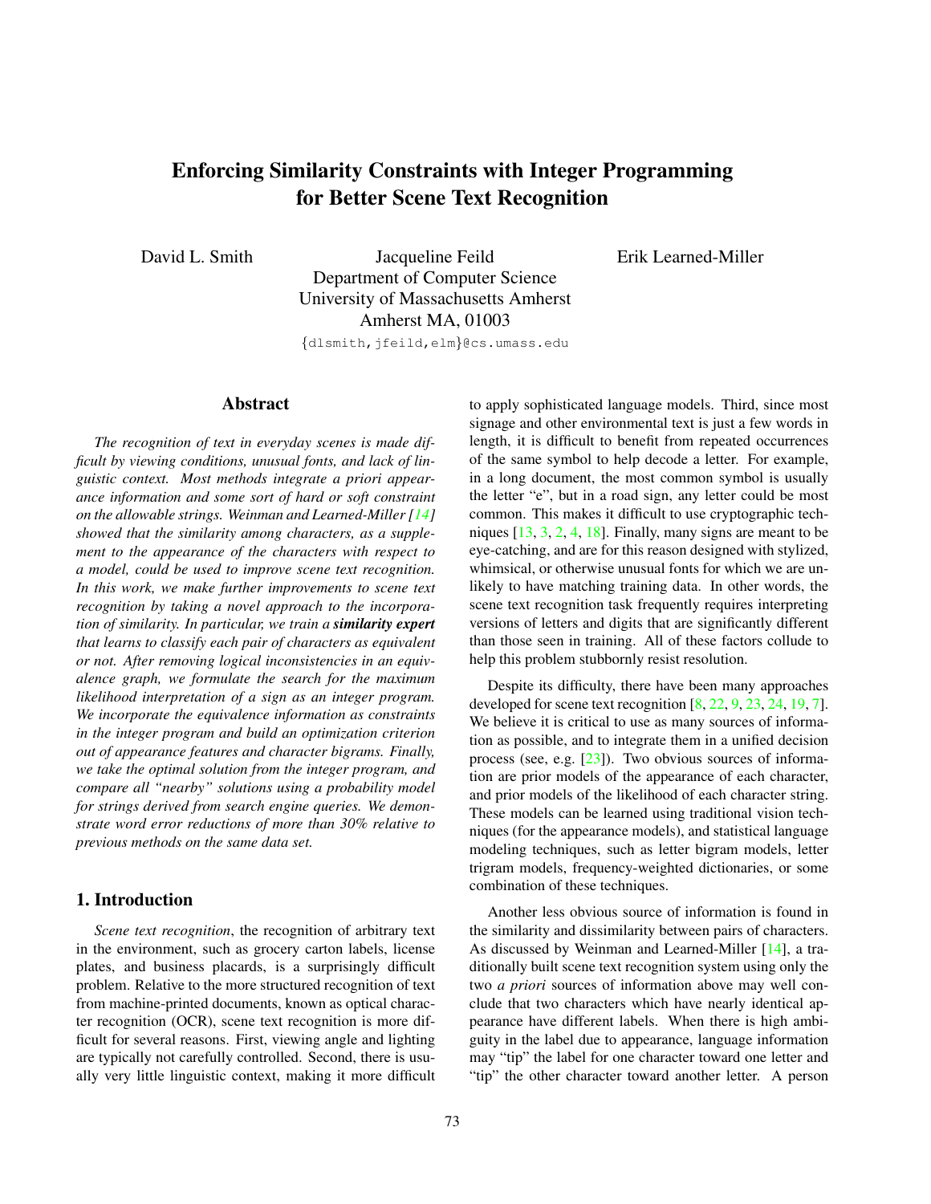# Enforcing Similarity Constraints with Integer Programming for Better Scene Text Recognition

David L. Smith

Jacqueline Feild

Erik Learned-Miller

Department of Computer Science
University of Massachusetts Amherst
Amherst MA, 01003

{dlsmith,jfeild,elm}@cs.umass.edu

## Abstract

*The recognition of text in everyday scenes is made difficult by viewing conditions, unusual fonts, and lack of linguistic context. Most methods integrate a priori appearance information and some sort of hard or soft constraint on the allowable strings. Weinman and Learned-Miller [14] showed that the similarity among characters, as a supplement to the appearance of the characters with respect to a model, could be used to improve scene text recognition. In this work, we make further improvements to scene text recognition by taking a novel approach to the incorporation of similarity. In particular, we train a **similarity expert** that learns to classify each pair of characters as equivalent or not. After removing logical inconsistencies in an equivalence graph, we formulate the search for the maximum likelihood interpretation of a sign as an integer program. We incorporate the equivalence information as constraints in the integer program and build an optimization criterion out of appearance features and character bigrams. Finally, we take the optimal solution from the integer program, and compare all "nearby" solutions using a probability model for strings derived from search engine queries. We demonstrate word error reductions of more than 30% relative to previous methods on the same data set.*

## 1. Introduction

*Scene text recognition*, the recognition of arbitrary text in the environment, such as grocery carton labels, license plates, and business placards, is a surprisingly difficult problem. Relative to the more structured recognition of text from machine-printed documents, known as optical character recognition (OCR), scene text recognition is more difficult for several reasons. First, viewing angle and lighting are typically not carefully controlled. Second, there is usually very little linguistic context, making it more difficult to apply sophisticated language models. Third, since most signage and other environmental text is just a few words in length, it is difficult to benefit from repeated occurrences of the same symbol to help decode a letter. For example, in a long document, the most common symbol is usually the letter "e", but in a road sign, any letter could be most common. This makes it difficult to use cryptographic techniques [13, 3, 2, 4, 18]. Finally, many signs are meant to be eye-catching, and are for this reason designed with stylized, whimsical, or otherwise unusual fonts for which we are unlikely to have matching training data. In other words, the scene text recognition task frequently requires interpreting versions of letters and digits that are significantly different than those seen in training. All of these factors collude to help this problem stubbornly resist resolution.

Despite its difficulty, there have been many approaches developed for scene text recognition [8, 22, 9, 23, 24, 19, 7]. We believe it is critical to use as many sources of information as possible, and to integrate them in a unified decision process (see, e.g. [23]). Two obvious sources of information are prior models of the appearance of each character, and prior models of the likelihood of each character string. These models can be learned using traditional vision techniques (for the appearance models), and statistical language modeling techniques, such as letter bigram models, letter trigram models, frequency-weighted dictionaries, or some combination of these techniques.

Another less obvious source of information is found in the similarity and dissimilarity between pairs of characters. As discussed by Weinman and Learned-Miller [14], a traditionally built scene text recognition system using only the two *a priori* sources of information above may well conclude that two characters which have nearly identical appearance have different labels. When there is high ambiguity in the label due to appearance, language information may "tip" the label for one character toward one letter and "tip" the other character toward another letter. A person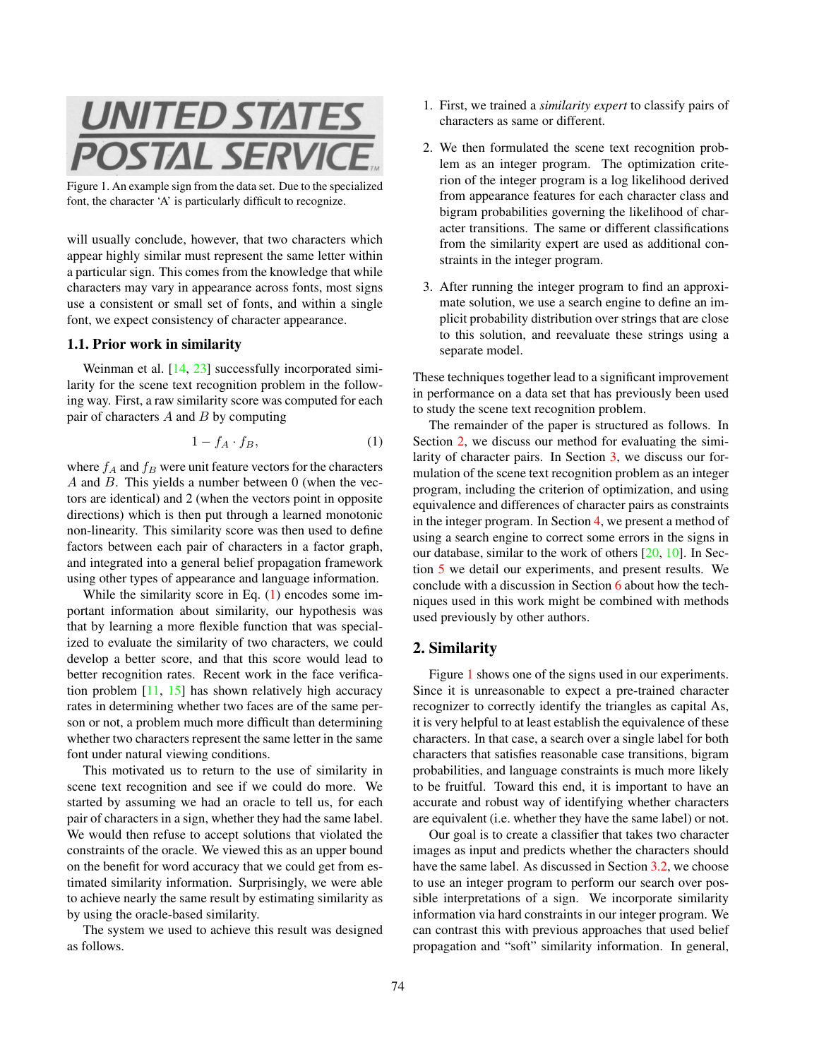Figure 1. An example sign from the data set. Due to the specialized font, the character 'A' is particularly difficult to recognize.

will usually conclude, however, that two characters which appear highly similar must represent the same letter within a particular sign. This comes from the knowledge that while characters may vary in appearance across fonts, most signs use a consistent or small set of fonts, and within a single font, we expect consistency of character appearance.

### 1.1. Prior work in similarity

Weinman et al. [14, 23] successfully incorporated similarity for the scene text recognition problem in the following way. First, a raw similarity score was computed for each pair of characters $A$ and $B$ by computing

$$1 - f_A \cdot f_B, \tag{1}$$

where $f_A$ and $f_B$ were unit feature vectors for the characters $A$ and $B$. This yields a number between 0 (when the vectors are identical) and 2 (when the vectors point in opposite directions) which is then put through a learned monotonic non-linearity. This similarity score was then used to define factors between each pair of characters in a factor graph, and integrated into a general belief propagation framework using other types of appearance and language information.

While the similarity score in Eq. (1) encodes some important information about similarity, our hypothesis was that by learning a more flexible function that was specialized to evaluate the similarity of two characters, we could develop a better score, and that this score would lead to better recognition rates. Recent work in the face verification problem [11, 15] has shown relatively high accuracy rates in determining whether two faces are of the same person or not, a problem much more difficult than determining whether two characters represent the same letter in the same font under natural viewing conditions.

This motivated us to return to the use of similarity in scene text recognition and see if we could do more. We started by assuming we had an oracle to tell us, for each pair of characters in a sign, whether they had the same label. We would then refuse to accept solutions that violated the constraints of the oracle. We viewed this as an upper bound on the benefit for word accuracy that we could get from estimated similarity information. Surprisingly, we were able to achieve nearly the same result by estimating similarity as by using the oracle-based similarity.

The system we used to achieve this result was designed as follows.

1. First, we trained a *similarity expert* to classify pairs of characters as same or different.
2. We then formulated the scene text recognition problem as an integer program. The optimization criterion of the integer program is a log likelihood derived from appearance features for each character class and bigram probabilities governing the likelihood of character transitions. The same or different classifications from the similarity expert are used as additional constraints in the integer program.
3. After running the integer program to find an approximate solution, we use a search engine to define an implicit probability distribution over strings that are close to this solution, and reevaluate these strings using a separate model.

These techniques together lead to a significant improvement in performance on a data set that has previously been used to study the scene text recognition problem.

The remainder of the paper is structured as follows. In Section 2, we discuss our method for evaluating the similarity of character pairs. In Section 3, we discuss our formulation of the scene text recognition problem as an integer program, including the criterion of optimization, and using equivalence and differences of character pairs as constraints in the integer program. In Section 4, we present a method of using a search engine to correct some errors in the signs in our database, similar to the work of others [20, 10]. In Section 5 we detail our experiments, and present results. We conclude with a discussion in Section 6 about how the techniques used in this work might be combined with methods used previously by other authors.

## 2. Similarity

Figure 1 shows one of the signs used in our experiments. Since it is unreasonable to expect a pre-trained character recognizer to correctly identify the triangles as capital As, it is very helpful to at least establish the equivalence of these characters. In that case, a search over a single label for both characters that satisfies reasonable case transitions, bigram probabilities, and language constraints is much more likely to be fruitful. Toward this end, it is important to have an accurate and robust way of identifying whether characters are equivalent (i.e. whether they have the same label) or not.

Our goal is to create a classifier that takes two character images as input and predicts whether the characters should have the same label. As discussed in Section 3.2, we choose to use an integer program to perform our search over possible interpretations of a sign. We incorporate similarity information via hard constraints in our integer program. We can contrast this with previous approaches that used belief propagation and "soft" similarity information. In general,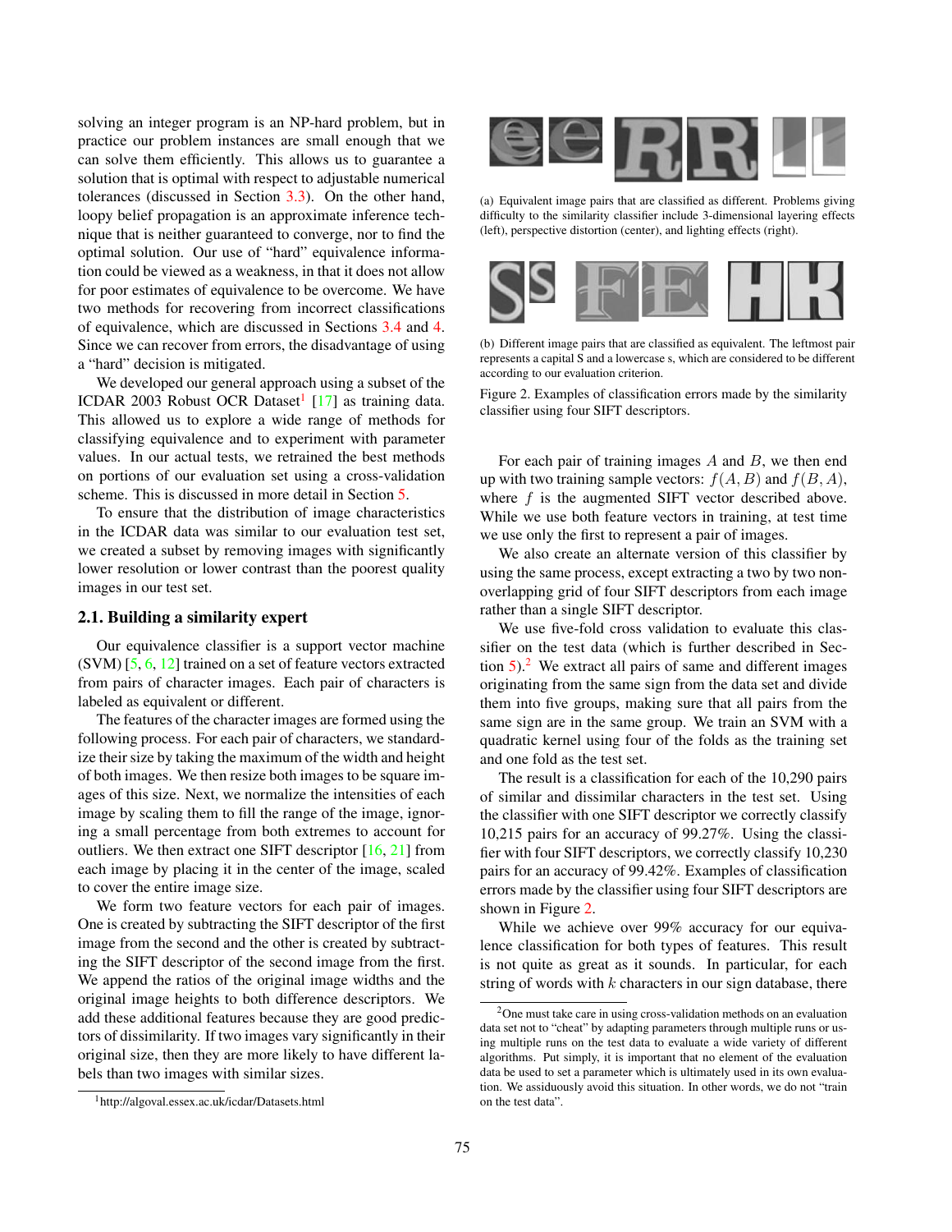solving an integer program is an NP-hard problem, but in practice our problem instances are small enough that we can solve them efficiently. This allows us to guarantee a solution that is optimal with respect to adjustable numerical tolerances (discussed in Section 3.3). On the other hand, loopy belief propagation is an approximate inference technique that is neither guaranteed to converge, nor to find the optimal solution. Our use of "hard" equivalence information could be viewed as a weakness, in that it does not allow for poor estimates of equivalence to be overcome. We have two methods for recovering from incorrect classifications of equivalence, which are discussed in Sections 3.4 and 4. Since we can recover from errors, the disadvantage of using a "hard" decision is mitigated.

We developed our general approach using a subset of the ICDAR 2003 Robust OCR Dataset[1] [17] as training data. This allowed us to explore a wide range of methods for classifying equivalence and to experiment with parameter values. In our actual tests, we retrained the best methods on portions of our evaluation set using a cross-validation scheme. This is discussed in more detail in Section 5.

To ensure that the distribution of image characteristics in the ICDAR data was similar to our evaluation test set, we created a subset by removing images with significantly lower resolution or lower contrast than the poorest quality images in our test set.

### 2.1. Building a similarity expert

Our equivalence classifier is a support vector machine (SVM) [5, 6, 12] trained on a set of feature vectors extracted from pairs of character images. Each pair of characters is labeled as equivalent or different.

The features of the character images are formed using the following process. For each pair of characters, we standardize their size by taking the maximum of the width and height of both images. We then resize both images to be square images of this size. Next, we normalize the intensities of each image by scaling them to fill the range of the image, ignoring a small percentage from both extremes to account for outliers. We then extract one SIFT descriptor [16, 21] from each image by placing it in the center of the image, scaled to cover the entire image size.

We form two feature vectors for each pair of images. One is created by subtracting the SIFT descriptor of the first image from the second and the other is created by subtracting the SIFT descriptor of the second image from the first. We append the ratios of the original image widths and the original image heights to both difference descriptors. We add these additional features because they are good predictors of dissimilarity. If two images vary significantly in their original size, then they are more likely to have different labels than two images with similar sizes.

[1] http://algoval.essex.ac.uk/icdar/Datasets.html

(a) Equivalent image pairs that are classified as different. Problems giving difficulty to the similarity classifier include 3-dimensional layering effects (left), perspective distortion (center), and lighting effects (right).

(b) Different image pairs that are classified as equivalent. The leftmost pair represents a capital S and a lowercase s, which are considered to be different according to our evaluation criterion.

Figure 2. Examples of classification errors made by the similarity classifier using four SIFT descriptors.

For each pair of training images $A$ and $B$, we then end up with two training sample vectors: $f(A, B)$ and $f(B, A)$, where $f$ is the augmented SIFT vector described above. While we use both feature vectors in training, at test time we use only the first to represent a pair of images.

We also create an alternate version of this classifier by using the same process, except extracting a two by two non-overlapping grid of four SIFT descriptors from each image rather than a single SIFT descriptor.

We use five-fold cross validation to evaluate this classifier on the test data (which is further described in Section 5).[2] We extract all pairs of same and different images originating from the same sign from the data set and divide them into five groups, making sure that all pairs from the same sign are in the same group. We train an SVM with a quadratic kernel using four of the folds as the training set and one fold as the test set.

The result is a classification for each of the 10,290 pairs of similar and dissimilar characters in the test set. Using the classifier with one SIFT descriptor we correctly classify 10,215 pairs for an accuracy of 99.27%. Using the classifier with four SIFT descriptors, we correctly classify 10,230 pairs for an accuracy of 99.42%. Examples of classification errors made by the classifier using four SIFT descriptors are shown in Figure 2.

While we achieve over 99% accuracy for our equivalence classification for both types of features. This result is not quite as great as it sounds. In particular, for each string of words with $k$ characters in our sign database, there

[2] One must take care in using cross-validation methods on an evaluation data set not to "cheat" by adapting parameters through multiple runs or using multiple runs on the test data to evaluate a wide variety of different algorithms. Put simply, it is important that no element of the evaluation data be used to set a parameter which is ultimately used in its own evaluation. We assiduously avoid this situation. In other words, we do not "train on the test data".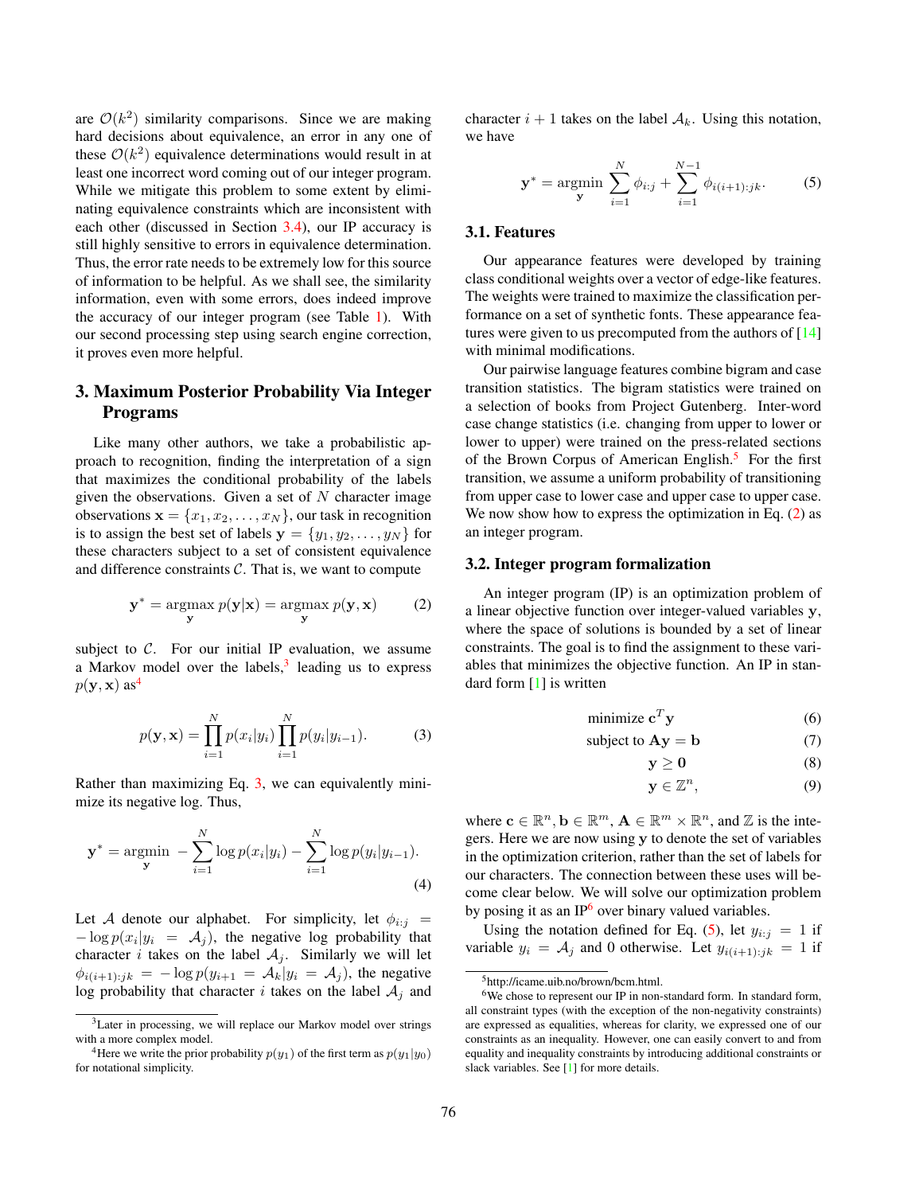are $\mathcal{O}(k^2)$ similarity comparisons. Since we are making hard decisions about equivalence, an error in any one of these $\mathcal{O}(k^2)$ equivalence determinations would result in at least one incorrect word coming out of our integer program. While we mitigate this problem to some extent by eliminating equivalence constraints which are inconsistent with each other (discussed in Section 3.4), our IP accuracy is still highly sensitive to errors in equivalence determination. Thus, the error rate needs to be extremely low for this source of information to be helpful. As we shall see, the similarity information, even with some errors, does indeed improve the accuracy of our integer program (see Table 1). With our second processing step using search engine correction, it proves even more helpful.

## 3. Maximum Posterior Probability Via Integer Programs

Like many other authors, we take a probabilistic approach to recognition, finding the interpretation of a sign that maximizes the conditional probability of the labels given the observations. Given a set of $N$ character image observations $\mathbf{x} = \{x_1, x_2, \ldots, x_N\}$, our task in recognition is to assign the best set of labels $\mathbf{y} = \{y_1, y_2, \ldots, y_N\}$ for these characters subject to a set of consistent equivalence and difference constraints $\mathcal{C}$. That is, we want to compute

$$\mathbf{y}^* = \underset{\mathbf{y}}{\operatorname{argmax}}\, p(\mathbf{y}|\mathbf{x}) = \underset{\mathbf{y}}{\operatorname{argmax}}\, p(\mathbf{y}, \mathbf{x}) \tag{2}$$

subject to $\mathcal{C}$. For our initial IP evaluation, we assume a Markov model over the labels,[3] leading us to express $p(\mathbf{y}, \mathbf{x})$ as[4]

$$p(\mathbf{y}, \mathbf{x}) = \prod_{i=1}^{N} p(x_i|y_i) \prod_{i=1}^{N} p(y_i|y_{i-1}). \tag{3}$$

Rather than maximizing Eq. 3, we can equivalently minimize its negative log. Thus,

$$\mathbf{y}^* = \underset{\mathbf{y}}{\operatorname{argmin}} \; -\sum_{i=1}^{N} \log p(x_i|y_i) - \sum_{i=1}^{N} \log p(y_i|y_{i-1}). \tag{4}$$

Let $\mathcal{A}$ denote our alphabet. For simplicity, let $\phi_{i:j} = -\log p(x_i|y_i = \mathcal{A}_j)$, the negative log probability that character $i$ takes on the label $\mathcal{A}_j$. Similarly we will let $\phi_{i(i+1):jk} = -\log p(y_{i+1} = \mathcal{A}_k | y_i = \mathcal{A}_j)$, the negative log probability that character $i$ takes on the label $\mathcal{A}_j$ and character $i+1$ takes on the label $\mathcal{A}_k$. Using this notation, we have

$$\mathbf{y}^* = \underset{\mathbf{y}}{\operatorname{argmin}} \sum_{i=1}^{N} \phi_{i:j} + \sum_{i=1}^{N-1} \phi_{i(i+1):jk}. \tag{5}$$

### 3.1. Features

Our appearance features were developed by training class conditional weights over a vector of edge-like features. The weights were trained to maximize the classification performance on a set of synthetic fonts. These appearance features were given to us precomputed from the authors of [14] with minimal modifications.

Our pairwise language features combine bigram and case transition statistics. The bigram statistics were trained on a selection of books from Project Gutenberg. Inter-word case change statistics (i.e. changing from upper to lower or lower to upper) were trained on the press-related sections of the Brown Corpus of American English.[5] For the first transition, we assume a uniform probability of transitioning from upper case to lower case and upper case to upper case. We now show how to express the optimization in Eq. (2) as an integer program.

### 3.2. Integer program formalization

An integer program (IP) is an optimization problem of a linear objective function over integer-valued variables $\mathbf{y}$, where the space of solutions is bounded by a set of linear constraints. The goal is to find the assignment to these variables that minimizes the objective function. An IP in standard form [1] is written

$$\text{minimize } \mathbf{c}^T \mathbf{y} \tag{6}$$

$$\text{subject to } \mathbf{A}\mathbf{y} = \mathbf{b} \tag{7}$$

$$\mathbf{y} \geq \mathbf{0} \tag{8}$$

$$\mathbf{y} \in \mathbb{Z}^n, \tag{9}$$

where $\mathbf{c} \in \mathbb{R}^n, \mathbf{b} \in \mathbb{R}^m, \mathbf{A} \in \mathbb{R}^m \times \mathbb{R}^n$, and $\mathbb{Z}$ is the integers. Here we are now using $\mathbf{y}$ to denote the set of variables in the optimization criterion, rather than the set of labels for our characters. The connection between these uses will become clear below. We will solve our optimization problem by posing it as an IP[6] over binary valued variables.

Using the notation defined for Eq. (5), let $y_{i:j} = 1$ if variable $y_i = \mathcal{A}_j$ and 0 otherwise. Let $y_{i(i+1):jk} = 1$ if

---

[3] Later in processing, we will replace our Markov model over strings with a more complex model.

[4] Here we write the prior probability $p(y_1)$ of the first term as $p(y_1|y_0)$ for notational simplicity.

[5] http://icame.uib.no/brown/bcm.html.

[6] We chose to represent our IP in non-standard form. In standard form, all constraint types (with the exception of the non-negativity constraints) are expressed as equalities, whereas for clarity, we expressed one of our constraints as an inequality. However, one can easily convert to and from equality and inequality constraints by introducing additional constraints or slack variables. See [1] for more details.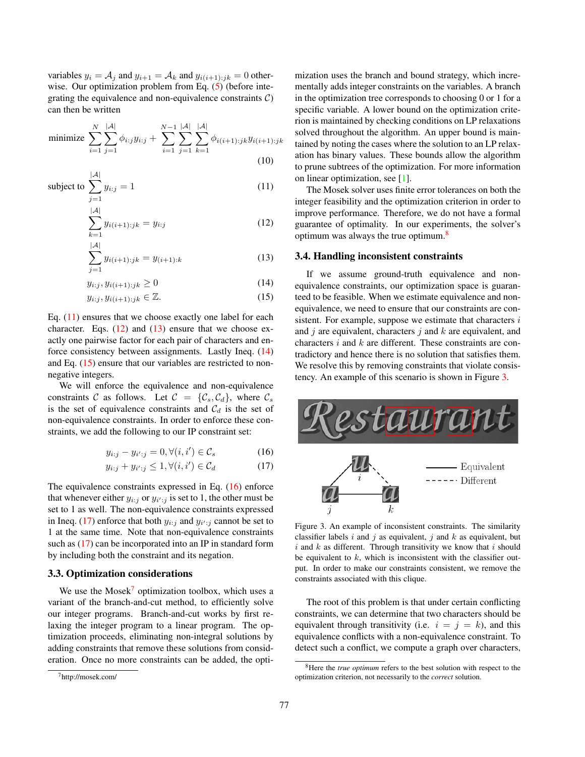variables $y_i = \mathcal{A}_j$ and $y_{i+1} = \mathcal{A}_k$ and $y_{i(i+1):jk} = 0$ otherwise. Our optimization problem from Eq. (5) (before integrating the equivalence and non-equivalence constraints $\mathcal{C}$) can then be written

$$\text{minimize} \sum_{i=1}^{N} \sum_{j=1}^{|\mathcal{A}|} \phi_{i:j} y_{i:j} + \sum_{i=1}^{N-1} \sum_{j=1}^{|\mathcal{A}|} \sum_{k=1}^{|\mathcal{A}|} \phi_{i(i+1):jk} y_{i(i+1):jk} \tag{10}$$

$$\text{subject to} \sum_{j=1}^{|\mathcal{A}|} y_{i:j} = 1 \tag{11}$$

$$\sum_{k=1}^{|\mathcal{A}|} y_{i(i+1):jk} = y_{i:j} \tag{12}$$

$$\sum_{j=1}^{|\mathcal{A}|} y_{i(i+1):jk} = y_{(i+1):k} \tag{13}$$

$$y_{i:j}, y_{i(i+1):jk} \geq 0 \tag{14}$$

$$y_{i:j}, y_{i(i+1):jk} \in \mathbb{Z}. \tag{15}$$

Eq. (11) ensures that we choose exactly one label for each character. Eqs. (12) and (13) ensure that we choose exactly one pairwise factor for each pair of characters and enforce consistency between assignments. Lastly Ineq. (14) and Eq. (15) ensure that our variables are restricted to non-negative integers.

We will enforce the equivalence and non-equivalence constraints $\mathcal{C}$ as follows. Let $\mathcal{C} = \{\mathcal{C}_s, \mathcal{C}_d\}$, where $\mathcal{C}_s$ is the set of equivalence constraints and $\mathcal{C}_d$ is the set of non-equivalence constraints. In order to enforce these constraints, we add the following to our IP constraint set:

$$y_{i:j} - y_{i':j} = 0, \forall (i, i') \in \mathcal{C}_s \tag{16}$$

$$y_{i:j} + y_{i':j} \leq 1, \forall (i, i') \in \mathcal{C}_d \tag{17}$$

The equivalence constraints expressed in Eq. (16) enforce that whenever either $y_{i:j}$ or $y_{i':j}$ is set to 1, the other must be set to 1 as well. The non-equivalence constraints expressed in Ineq. (17) enforce that both $y_{i:j}$ and $y_{i':j}$ cannot be set to 1 at the same time. Note that non-equivalence constraints such as (17) can be incorporated into an IP in standard form by including both the constraint and its negation.

### 3.3. Optimization considerations

We use the Mosek[7] optimization toolbox, which uses a variant of the branch-and-cut method, to efficiently solve our integer programs. Branch-and-cut works by first relaxing the integer program to a linear program. The optimization proceeds, eliminating non-integral solutions by adding constraints that remove these solutions from consideration. Once no more constraints can be added, the optimization uses the branch and bound strategy, which incrementally adds integer constraints on the variables. A branch in the optimization tree corresponds to choosing 0 or 1 for a specific variable. A lower bound on the optimization criterion is maintained by checking conditions on LP relaxations solved throughout the algorithm. An upper bound is maintained by noting the cases where the solution to an LP relaxation has binary values. These bounds allow the algorithm to prune subtrees of the optimization. For more information on linear optimization, see [1].

The Mosek solver uses finite error tolerances on both the integer feasibility and the optimization criterion in order to improve performance. Therefore, we do not have a formal guarantee of optimality. In our experiments, the solver's optimum was always the true optimum.[8]

### 3.4. Handling inconsistent constraints

If we assume ground-truth equivalence and non-equivalence constraints, our optimization space is guaranteed to be feasible. When we estimate equivalence and non-equivalence, we need to ensure that our constraints are consistent. For example, suppose we estimate that characters $i$ and $j$ are equivalent, characters $j$ and $k$ are equivalent, and characters $i$ and $k$ are different. These constraints are contradictory and hence there is no solution that satisfies them. We resolve this by removing constraints that violate consistency. An example of this scenario is shown in Figure 3.

Figure 3. An example of inconsistent constraints. The similarity classifier labels $i$ and $j$ as equivalent, $j$ and $k$ as equivalent, but $i$ and $k$ as different. Through transitivity we know that $i$ should be equivalent to $k$, which is inconsistent with the classifier output. In order to make our constraints consistent, we remove the constraints associated with this clique.

The root of this problem is that under certain conflicting constraints, we can determine that two characters should be equivalent through transitivity (i.e. $i = j = k$), and this equivalence conflicts with a non-equivalence constraint. To detect such a conflict, we compute a graph over characters,

[7] http://mosek.com/

[8] Here the *true optimum* refers to the best solution with respect to the optimization criterion, not necessarily to the *correct* solution.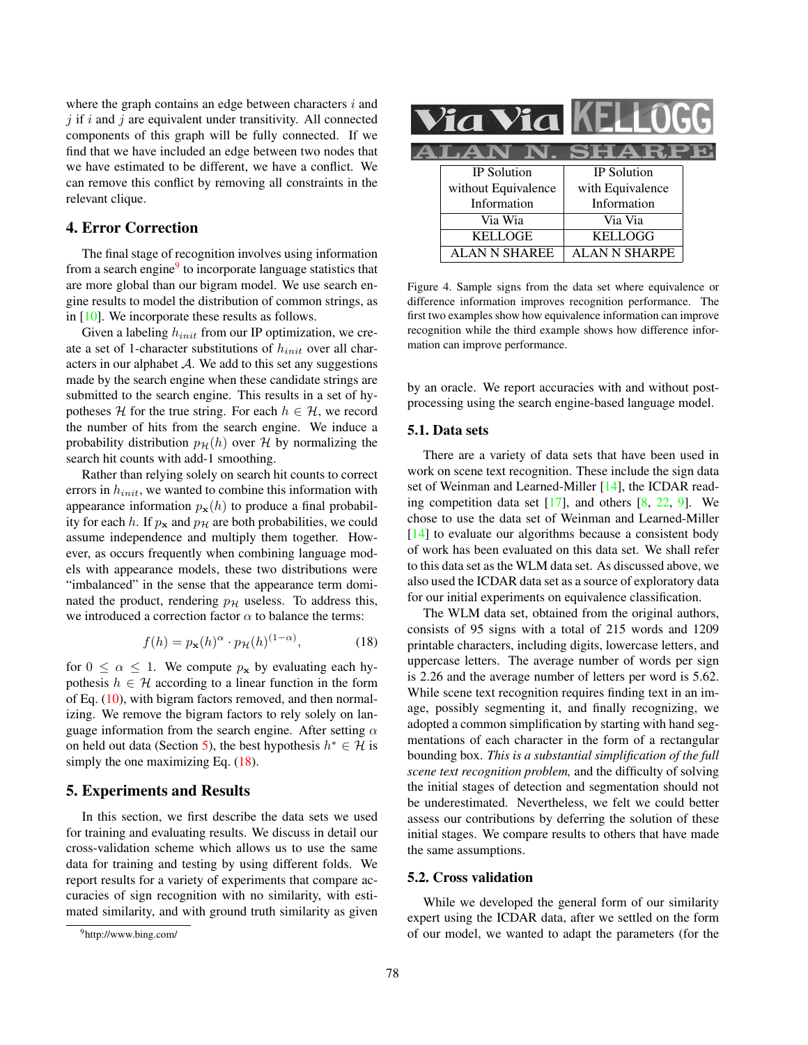where the graph contains an edge between characters $i$ and $j$ if $i$ and $j$ are equivalent under transitivity. All connected components of this graph will be fully connected. If we find that we have included an edge between two nodes that we have estimated to be different, we have a conflict. We can remove this conflict by removing all constraints in the relevant clique.

## 4. Error Correction

The final stage of recognition involves using information from a search engine[9] to incorporate language statistics that are more global than our bigram model. We use search engine results to model the distribution of common strings, as in [10]. We incorporate these results as follows.

Given a labeling $h_{init}$ from our IP optimization, we create a set of 1-character substitutions of $h_{init}$ over all characters in our alphabet $\mathcal{A}$. We add to this set any suggestions made by the search engine when these candidate strings are submitted to the search engine. This results in a set of hypotheses $\mathcal{H}$ for the true string. For each $h \in \mathcal{H}$, we record the number of hits from the search engine. We induce a probability distribution $p_{\mathcal{H}}(h)$ over $\mathcal{H}$ by normalizing the search hit counts with add-1 smoothing.

Rather than relying solely on search hit counts to correct errors in $h_{init}$, we wanted to combine this information with appearance information $p_{\mathbf{x}}(h)$ to produce a final probability for each $h$. If $p_{\mathbf{x}}$ and $p_{\mathcal{H}}$ are both probabilities, we could assume independence and multiply them together. However, as occurs frequently when combining language models with appearance models, these two distributions were "imbalanced" in the sense that the appearance term dominated the product, rendering $p_{\mathcal{H}}$ useless. To address this, we introduced a correction factor $\alpha$ to balance the terms:

$$f(h) = p_{\mathbf{x}}(h)^{\alpha} \cdot p_{\mathcal{H}}(h)^{(1-\alpha)}, \tag{18}$$

for $0 \leq \alpha \leq 1$. We compute $p_{\mathbf{x}}$ by evaluating each hypothesis $h \in \mathcal{H}$ according to a linear function in the form of Eq. (10), with bigram factors removed, and then normalizing. We remove the bigram factors to rely solely on language information from the search engine. After setting $\alpha$ on held out data (Section 5), the best hypothesis $h^* \in \mathcal{H}$ is simply the one maximizing Eq. (18).

## 5. Experiments and Results

In this section, we first describe the data sets we used for training and evaluating results. We discuss in detail our cross-validation scheme which allows us to use the same data for training and testing by using different folds. We report results for a variety of experiments that compare accuracies of sign recognition with no similarity, with estimated similarity, and with ground truth similarity as given by an oracle. We report accuracies with and without post-processing using the search engine-based language model.

[9] http://www.bing.com/

| IP Solution without Equivalence Information | IP Solution with Equivalence Information |
| --- | --- |
| Via Wia | Via Via |
| KELLOGE | KELLOGG |
| ALAN N SHAREE | ALAN N SHARPE |

Figure 4. Sample signs from the data set where equivalence or difference information improves recognition performance. The first two examples show how equivalence information can improve recognition while the third example shows how difference information can improve performance.

### 5.1. Data sets

There are a variety of data sets that have been used in work on scene text recognition. These include the sign data set of Weinman and Learned-Miller [14], the ICDAR reading competition data set [17], and others [8, 22, 9]. We chose to use the data set of Weinman and Learned-Miller [14] to evaluate our algorithms because a consistent body of work has been evaluated on this data set. We shall refer to this data set as the WLM data set. As discussed above, we also used the ICDAR data set as a source of exploratory data for our initial experiments on equivalence classification.

The WLM data set, obtained from the original authors, consists of 95 signs with a total of 215 words and 1209 printable characters, including digits, lowercase letters, and uppercase letters. The average number of words per sign is 2.26 and the average number of letters per word is 5.62. While scene text recognition requires finding text in an image, possibly segmenting it, and finally recognizing, we adopted a common simplification by starting with hand segmentations of each character in the form of a rectangular bounding box. *This is a substantial simplification of the full scene text recognition problem,* and the difficulty of solving the initial stages of detection and segmentation should not be underestimated. Nevertheless, we felt we could better assess our contributions by deferring the solution of these initial stages. We compare results to others that have made the same assumptions.

### 5.2. Cross validation

While we developed the general form of our similarity expert using the ICDAR data, after we settled on the form of our model, we wanted to adapt the parameters (for the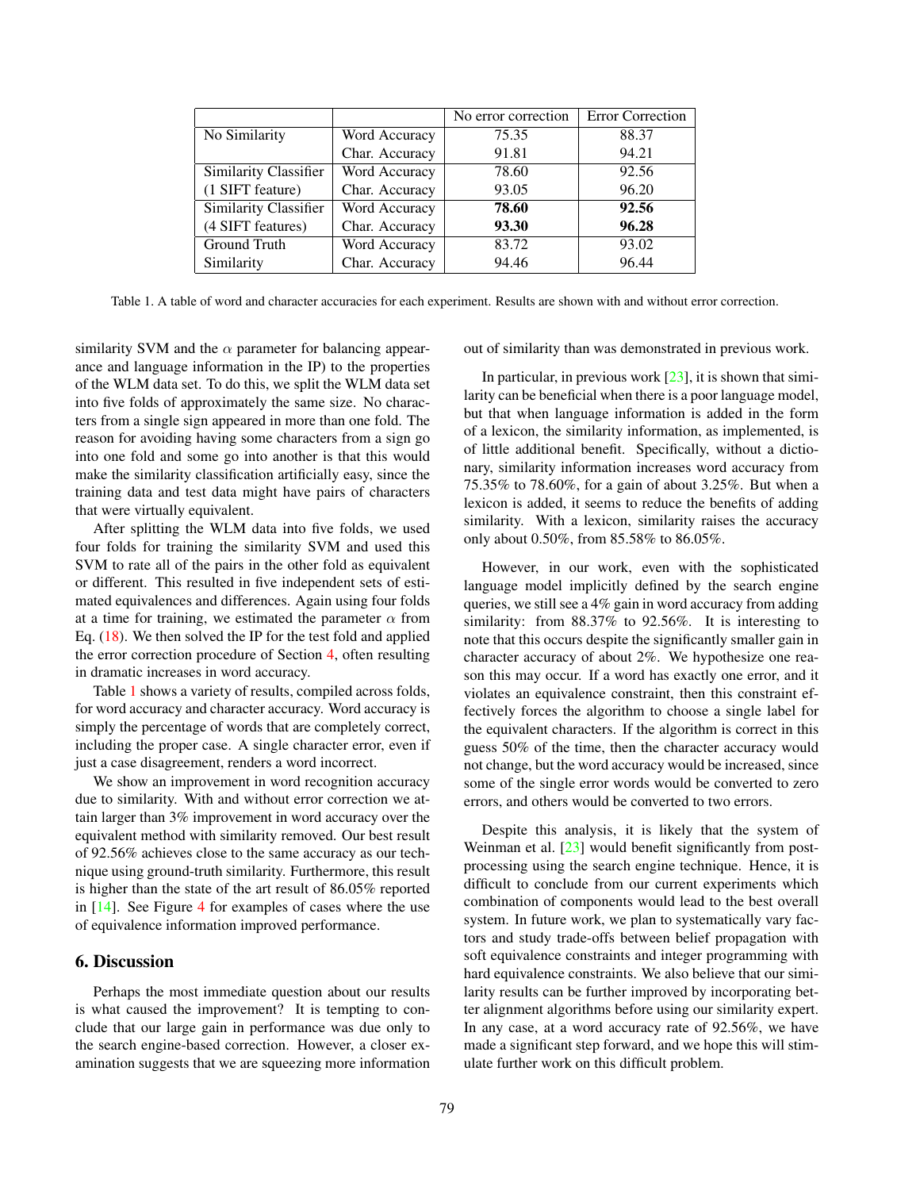| | | No error correction | Error Correction |
|---|---|---|---|
| No Similarity | Word Accuracy | 75.35 | 88.37 |
| | Char. Accuracy | 91.81 | 94.21 |
| Similarity Classifier | Word Accuracy | 78.60 | 92.56 |
| (1 SIFT feature) | Char. Accuracy | 93.05 | 96.20 |
| Similarity Classifier | Word Accuracy | **78.60** | **92.56** |
| (4 SIFT features) | Char. Accuracy | **93.30** | **96.28** |
| Ground Truth | Word Accuracy | 83.72 | 93.02 |
| Similarity | Char. Accuracy | 94.46 | 96.44 |

Table 1. A table of word and character accuracies for each experiment. Results are shown with and without error correction.

similarity SVM and the $\alpha$ parameter for balancing appearance and language information in the IP) to the properties of the WLM data set. To do this, we split the WLM data set into five folds of approximately the same size. No characters from a single sign appeared in more than one fold. The reason for avoiding having some characters from a sign go into one fold and some go into another is that this would make the similarity classification artificially easy, since the training data and test data might have pairs of characters that were virtually equivalent.

After splitting the WLM data into five folds, we used four folds for training the similarity SVM and used this SVM to rate all of the pairs in the other fold as equivalent or different. This resulted in five independent sets of estimated equivalences and differences. Again using four folds at a time for training, we estimated the parameter $\alpha$ from Eq. (18). We then solved the IP for the test fold and applied the error correction procedure of Section 4, often resulting in dramatic increases in word accuracy.

Table 1 shows a variety of results, compiled across folds, for word accuracy and character accuracy. Word accuracy is simply the percentage of words that are completely correct, including the proper case. A single character error, even if just a case disagreement, renders a word incorrect.

We show an improvement in word recognition accuracy due to similarity. With and without error correction we attain larger than 3% improvement in word accuracy over the equivalent method with similarity removed. Our best result of 92.56% achieves close to the same accuracy as our technique using ground-truth similarity. Furthermore, this result is higher than the state of the art result of 86.05% reported in [14]. See Figure 4 for examples of cases where the use of equivalence information improved performance.

## 6. Discussion

Perhaps the most immediate question about our results is what caused the improvement? It is tempting to conclude that our large gain in performance was due only to the search engine-based correction. However, a closer examination suggests that we are squeezing more information out of similarity than was demonstrated in previous work.

In particular, in previous work [23], it is shown that similarity can be beneficial when there is a poor language model, but that when language information is added in the form of a lexicon, the similarity information, as implemented, is of little additional benefit. Specifically, without a dictionary, similarity information increases word accuracy from 75.35% to 78.60%, for a gain of about 3.25%. But when a lexicon is added, it seems to reduce the benefits of adding similarity. With a lexicon, similarity raises the accuracy only about 0.50%, from 85.58% to 86.05%.

However, in our work, even with the sophisticated language model implicitly defined by the search engine queries, we still see a 4% gain in word accuracy from adding similarity: from 88.37% to 92.56%. It is interesting to note that this occurs despite the significantly smaller gain in character accuracy of about 2%. We hypothesize one reason this may occur. If a word has exactly one error, and it violates an equivalence constraint, then this constraint effectively forces the algorithm to choose a single label for the equivalent characters. If the algorithm is correct in this guess 50% of the time, then the character accuracy would not change, but the word accuracy would be increased, since some of the single error words would be converted to zero errors, and others would be converted to two errors.

Despite this analysis, it is likely that the system of Weinman et al. [23] would benefit significantly from post-processing using the search engine technique. Hence, it is difficult to conclude from our current experiments which combination of components would lead to the best overall system. In future work, we plan to systematically vary factors and study trade-offs between belief propagation with soft equivalence constraints and integer programming with hard equivalence constraints. We also believe that our similarity results can be further improved by incorporating better alignment algorithms before using our similarity expert. In any case, at a word accuracy rate of 92.56%, we have made a significant step forward, and we hope this will stimulate further work on this difficult problem.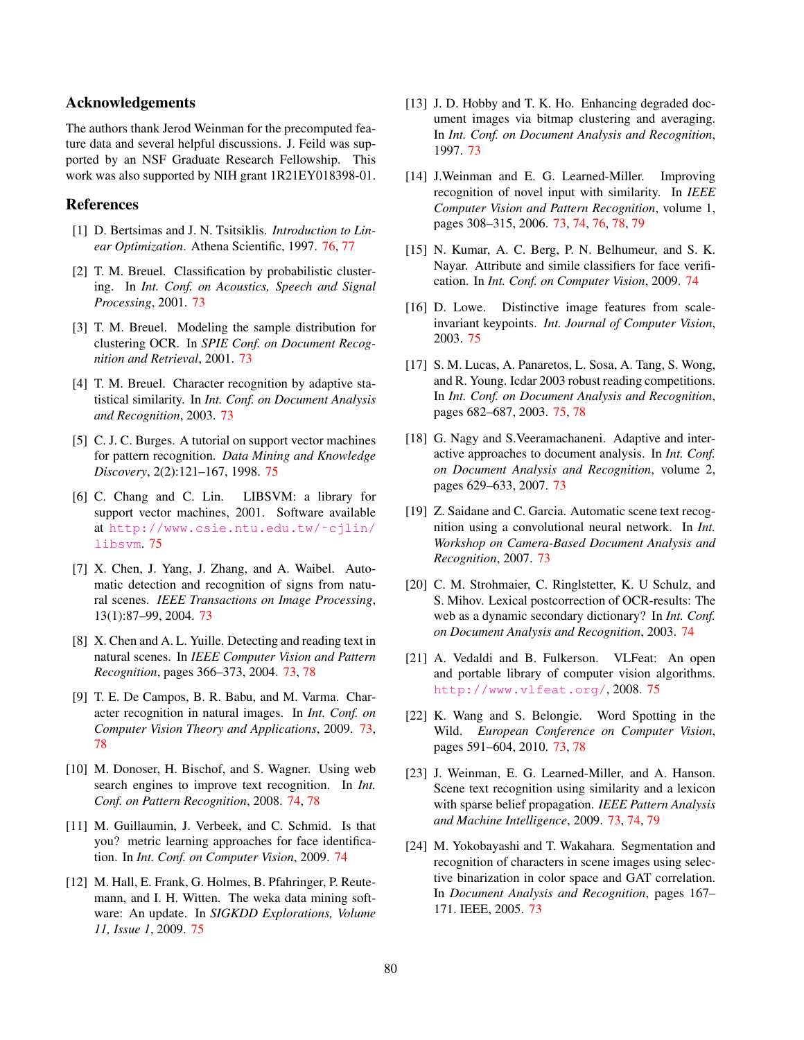## Acknowledgements

The authors thank Jerod Weinman for the precomputed feature data and several helpful discussions. J. Feild was supported by an NSF Graduate Research Fellowship. This work was also supported by NIH grant 1R21EY018398-01.

## References

[1] D. Bertsimas and J. N. Tsitsiklis. *Introduction to Linear Optimization*. Athena Scientific, 1997. 76, 77

[2] T. M. Breuel. Classification by probabilistic clustering. In *Int. Conf. on Acoustics, Speech and Signal Processing*, 2001. 73

[3] T. M. Breuel. Modeling the sample distribution for clustering OCR. In *SPIE Conf. on Document Recognition and Retrieval*, 2001. 73

[4] T. M. Breuel. Character recognition by adaptive statistical similarity. In *Int. Conf. on Document Analysis and Recognition*, 2003. 73

[5] C. J. C. Burges. A tutorial on support vector machines for pattern recognition. *Data Mining and Knowledge Discovery*, 2(2):121–167, 1998. 75

[6] C. Chang and C. Lin. LIBSVM: a library for support vector machines, 2001. Software available at http://www.csie.ntu.edu.tw/~cjlin/libsvm. 75

[7] X. Chen, J. Yang, J. Zhang, and A. Waibel. Automatic detection and recognition of signs from natural scenes. *IEEE Transactions on Image Processing*, 13(1):87–99, 2004. 73

[8] X. Chen and A. L. Yuille. Detecting and reading text in natural scenes. In *IEEE Computer Vision and Pattern Recognition*, pages 366–373, 2004. 73, 78

[9] T. E. De Campos, B. R. Babu, and M. Varma. Character recognition in natural images. In *Int. Conf. on Computer Vision Theory and Applications*, 2009. 73, 78

[10] M. Donoser, H. Bischof, and S. Wagner. Using web search engines to improve text recognition. In *Int. Conf. on Pattern Recognition*, 2008. 74, 78

[11] M. Guillaumin, J. Verbeek, and C. Schmid. Is that you? metric learning approaches for face identification. In *Int. Conf. on Computer Vision*, 2009. 74

[12] M. Hall, E. Frank, G. Holmes, B. Pfahringer, P. Reutemann, and I. H. Witten. The weka data mining software: An update. In *SIGKDD Explorations, Volume 11, Issue 1*, 2009. 75

[13] J. D. Hobby and T. K. Ho. Enhancing degraded document images via bitmap clustering and averaging. In *Int. Conf. on Document Analysis and Recognition*, 1997. 73

[14] J.Weinman and E. G. Learned-Miller. Improving recognition of novel input with similarity. In *IEEE Computer Vision and Pattern Recognition*, volume 1, pages 308–315, 2006. 73, 74, 76, 78, 79

[15] N. Kumar, A. C. Berg, P. N. Belhumeur, and S. K. Nayar. Attribute and simile classifiers for face verification. In *Int. Conf. on Computer Vision*, 2009. 74

[16] D. Lowe. Distinctive image features from scale-invariant keypoints. *Int. Journal of Computer Vision*, 2003. 75

[17] S. M. Lucas, A. Panaretos, L. Sosa, A. Tang, S. Wong, and R. Young. Icdar 2003 robust reading competitions. In *Int. Conf. on Document Analysis and Recognition*, pages 682–687, 2003. 75, 78

[18] G. Nagy and S.Veeramachaneni. Adaptive and interactive approaches to document analysis. In *Int. Conf. on Document Analysis and Recognition*, volume 2, pages 629–633, 2007. 73

[19] Z. Saidane and C. Garcia. Automatic scene text recognition using a convolutional neural network. In *Int. Workshop on Camera-Based Document Analysis and Recognition*, 2007. 73

[20] C. M. Strohmaier, C. Ringlstetter, K. U Schulz, and S. Mihov. Lexical postcorrection of OCR-results: The web as a dynamic secondary dictionary? In *Int. Conf. on Document Analysis and Recognition*, 2003. 74

[21] A. Vedaldi and B. Fulkerson. VLFeat: An open and portable library of computer vision algorithms. http://www.vlfeat.org/, 2008. 75

[22] K. Wang and S. Belongie. Word Spotting in the Wild. *European Conference on Computer Vision*, pages 591–604, 2010. 73, 78

[23] J. Weinman, E. G. Learned-Miller, and A. Hanson. Scene text recognition using similarity and a lexicon with sparse belief propagation. *IEEE Pattern Analysis and Machine Intelligence*, 2009. 73, 74, 79

[24] M. Yokobayashi and T. Wakahara. Segmentation and recognition of characters in scene images using selective binarization in color space and GAT correlation. In *Document Analysis and Recognition*, pages 167–171. IEEE, 2005. 73